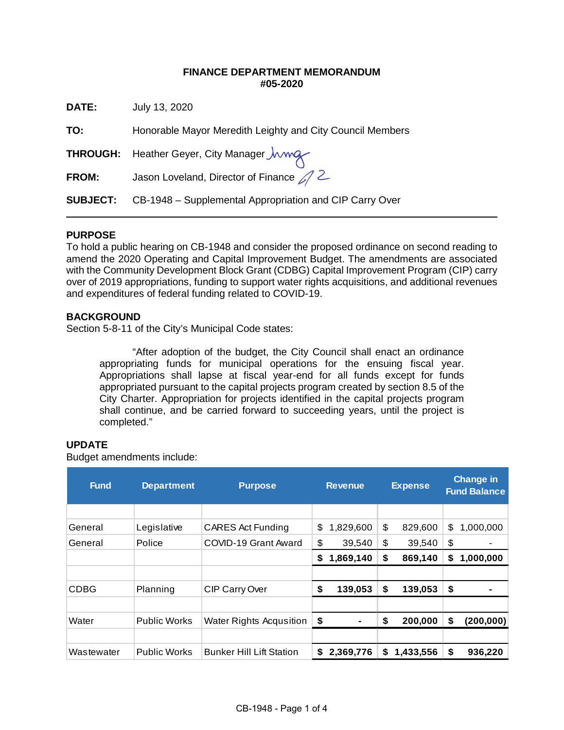**FINANCE DEPARTMENT MEMORANDUM**
**#05-2020**

**DATE:** July 13, 2020

**TO:** Honorable Mayor Meredith Leighty and City Council Members

**THROUGH:** Heather Geyer, City Manager

**FROM:** Jason Loveland, Director of Finance

**SUBJECT:** CB-1948 – Supplemental Appropriation and CIP Carry Over

---

## PURPOSE

To hold a public hearing on CB-1948 and consider the proposed ordinance on second reading to amend the 2020 Operating and Capital Improvement Budget. The amendments are associated with the Community Development Block Grant (CDBG) Capital Improvement Program (CIP) carry over of 2019 appropriations, funding to support water rights acquisitions, and additional revenues and expenditures of federal funding related to COVID-19.

## BACKGROUND

Section 5-8-11 of the City's Municipal Code states:

> "After adoption of the budget, the City Council shall enact an ordinance appropriating funds for municipal operations for the ensuing fiscal year. Appropriations shall lapse at fiscal year-end for all funds except for funds appropriated pursuant to the capital projects program created by section 8.5 of the City Charter. Appropriation for projects identified in the capital projects program shall continue, and be carried forward to succeeding years, until the project is completed."

## UPDATE

Budget amendments include:

| Fund | Department | Purpose | Revenue | Expense | Change in Fund Balance |
|---|---|---|---|---|---|
| | | | | | |
| General | Legislative | CARES Act Funding | $ 1,829,600 | $ 829,600 | $ 1,000,000 |
| General | Police | COVID-19 Grant Award | $ 39,540 | $ 39,540 | $ - |
| | | | **$ 1,869,140** | **$ 869,140** | **$ 1,000,000** |
| | | | | | |
| CDBG | Planning | CIP Carry Over | **$ 139,053** | **$ 139,053** | **$ -** |
| | | | | | |
| Water | Public Works | Water Rights Acqusition | **$ -** | **$ 200,000** | **$ (200,000)** |
| | | | | | |
| Wastewater | Public Works | Bunker Hill Lift Station | **$ 2,369,776** | **$ 1,433,556** | **$ 936,220** |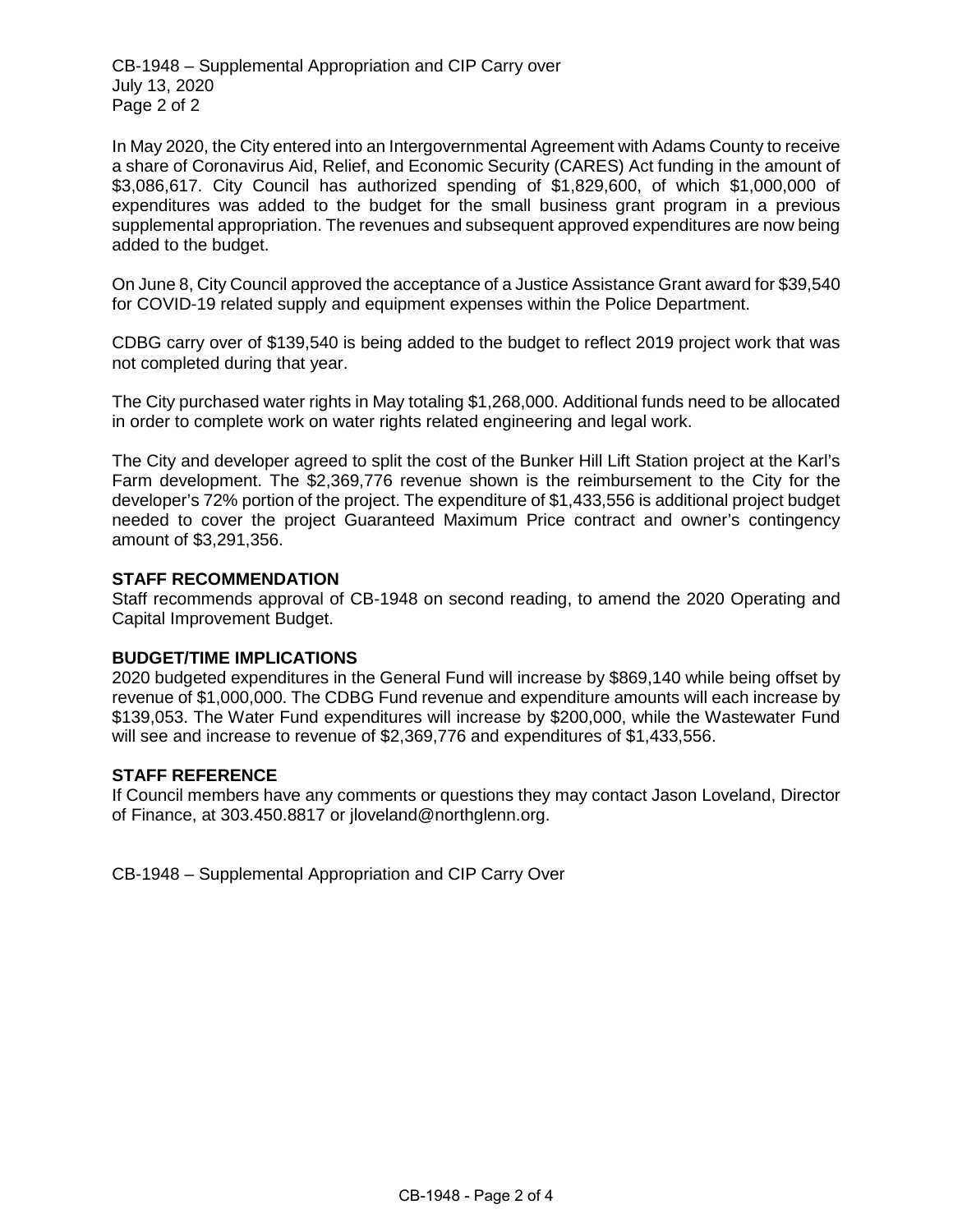In May 2020, the City entered into an Intergovernmental Agreement with Adams County to receive a share of Coronavirus Aid, Relief, and Economic Security (CARES) Act funding in the amount of $3,086,617. City Council has authorized spending of $1,829,600, of which $1,000,000 of expenditures was added to the budget for the small business grant program in a previous supplemental appropriation. The revenues and subsequent approved expenditures are now being added to the budget.

On June 8, City Council approved the acceptance of a Justice Assistance Grant award for $39,540 for COVID-19 related supply and equipment expenses within the Police Department.

CDBG carry over of $139,540 is being added to the budget to reflect 2019 project work that was not completed during that year.

The City purchased water rights in May totaling $1,268,000. Additional funds need to be allocated in order to complete work on water rights related engineering and legal work.

The City and developer agreed to split the cost of the Bunker Hill Lift Station project at the Karl's Farm development. The $2,369,776 revenue shown is the reimbursement to the City for the developer's 72% portion of the project. The expenditure of $1,433,556 is additional project budget needed to cover the project Guaranteed Maximum Price contract and owner's contingency amount of $3,291,356.

**STAFF RECOMMENDATION**

Staff recommends approval of CB-1948 on second reading, to amend the 2020 Operating and Capital Improvement Budget.

**BUDGET/TIME IMPLICATIONS**

2020 budgeted expenditures in the General Fund will increase by $869,140 while being offset by revenue of $1,000,000. The CDBG Fund revenue and expenditure amounts will each increase by $139,053. The Water Fund expenditures will increase by $200,000, while the Wastewater Fund will see and increase to revenue of $2,369,776 and expenditures of $1,433,556.

**STAFF REFERENCE**

If Council members have any comments or questions they may contact Jason Loveland, Director of Finance, at 303.450.8817 or jloveland@northglenn.org.

CB-1948 – Supplemental Appropriation and CIP Carry Over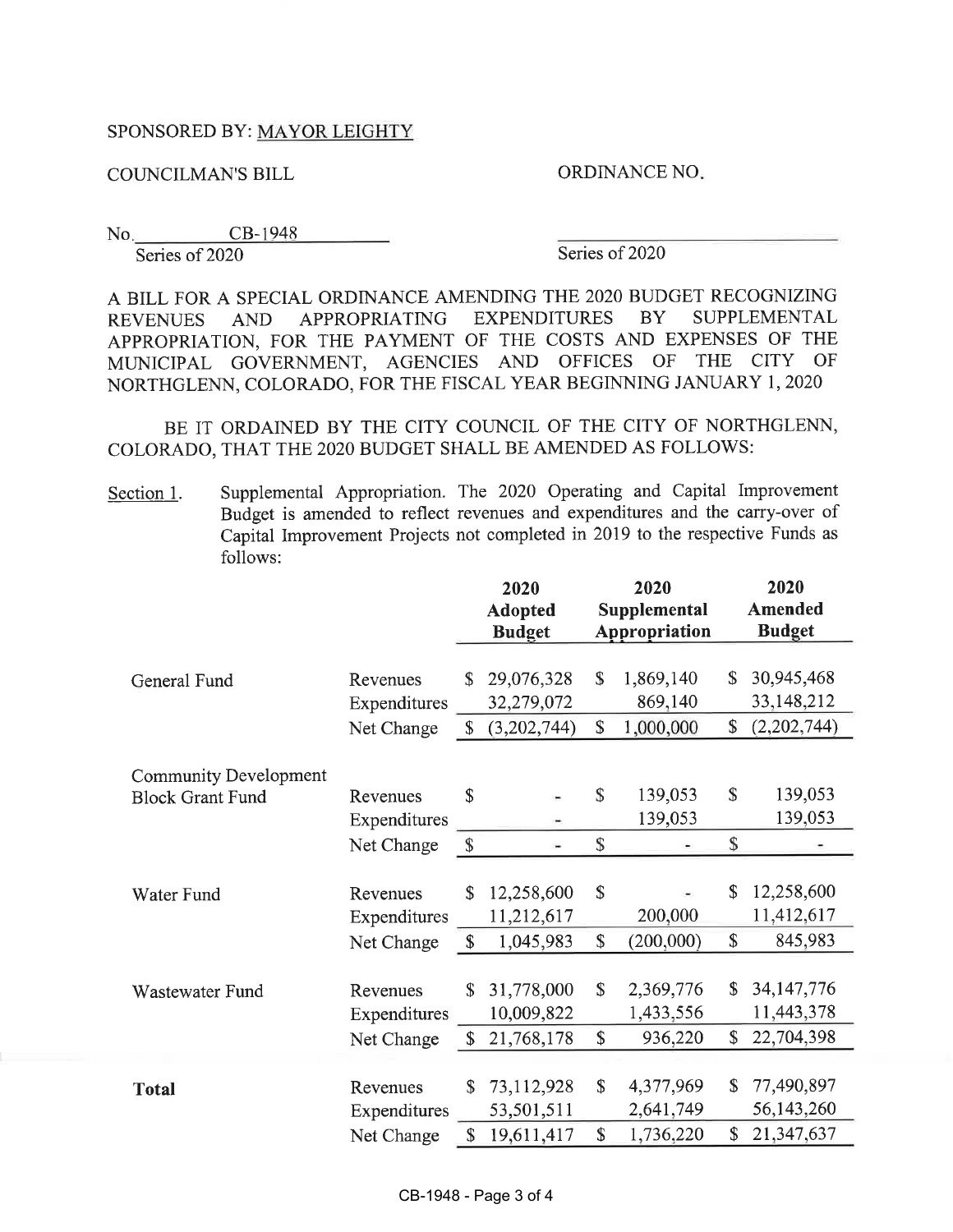SPONSORED BY: MAYOR LEIGHTY

COUNCILMAN'S BILL ORDINANCE NO. ____________

No. CB-1948  
Series of 2020  Series of 2020

A BILL FOR A SPECIAL ORDINANCE AMENDING THE 2020 BUDGET RECOGNIZING REVENUES AND APPROPRIATING EXPENDITURES BY SUPPLEMENTAL APPROPRIATION, FOR THE PAYMENT OF THE COSTS AND EXPENSES OF THE MUNICIPAL GOVERNMENT, AGENCIES AND OFFICES OF THE CITY OF NORTHGLENN, COLORADO, FOR THE FISCAL YEAR BEGINNING JANUARY 1, 2020

BE IT ORDAINED BY THE CITY COUNCIL OF THE CITY OF NORTHGLENN, COLORADO, THAT THE 2020 BUDGET SHALL BE AMENDED AS FOLLOWS:

Section 1. Supplemental Appropriation. The 2020 Operating and Capital Improvement Budget is amended to reflect revenues and expenditures and the carry-over of Capital Improvement Projects not completed in 2019 to the respective Funds as follows:

| | | 2020 Adopted Budget | 2020 Supplemental Appropriation | 2020 Amended Budget |
|---|---|---|---|---|
| General Fund | Revenues | $ 29,076,328 | $ 1,869,140 | $ 30,945,468 |
| | Expenditures | 32,279,072 | 869,140 | 33,148,212 |
| | Net Change | $ (3,202,744) | $ 1,000,000 | $ (2,202,744) |
| Community Development Block Grant Fund | Revenues | $ - | $ 139,053 | $ 139,053 |
| | Expenditures | - | 139,053 | 139,053 |
| | Net Change | $ - | $ - | $ - |
| Water Fund | Revenues | $ 12,258,600 | $ - | $ 12,258,600 |
| | Expenditures | 11,212,617 | 200,000 | 11,412,617 |
| | Net Change | $ 1,045,983 | $ (200,000) | $ 845,983 |
| Wastewater Fund | Revenues | $ 31,778,000 | $ 2,369,776 | $ 34,147,776 |
| | Expenditures | 10,009,822 | 1,433,556 | 11,443,378 |
| | Net Change | $ 21,768,178 | $ 936,220 | $ 22,704,398 |
| **Total** | Revenues | $ 73,112,928 | $ 4,377,969 | $ 77,490,897 |
| | Expenditures | 53,501,511 | 2,641,749 | 56,143,260 |
| | Net Change | $ 19,611,417 | $ 1,736,220 | $ 21,347,637 |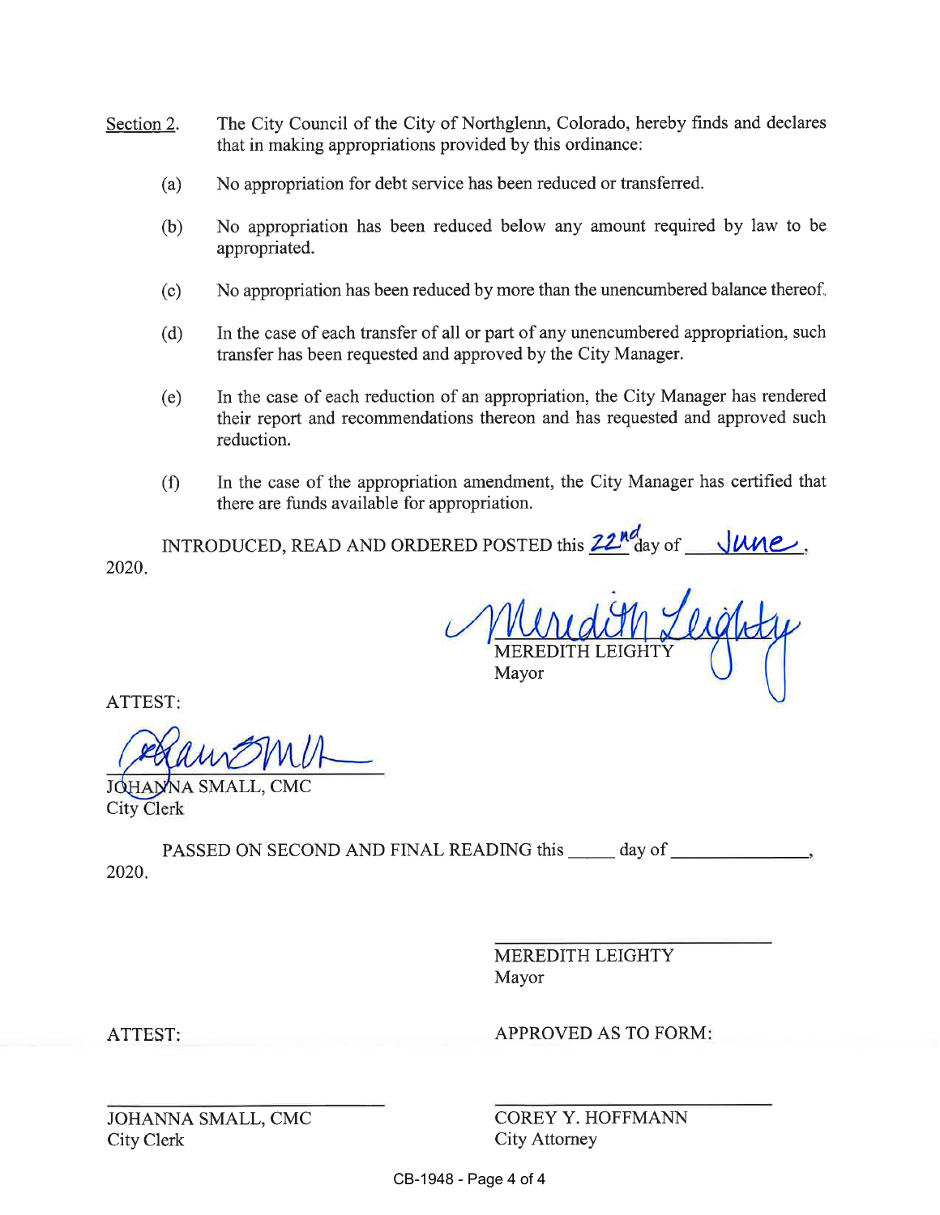Section 2. The City Council of the City of Northglenn, Colorado, hereby finds and declares that in making appropriations provided by this ordinance:

(a) No appropriation for debt service has been reduced or transferred.

(b) No appropriation has been reduced below any amount required by law to be appropriated.

(c) No appropriation has been reduced by more than the unencumbered balance thereof.

(d) In the case of each transfer of all or part of any unencumbered appropriation, such transfer has been requested and approved by the City Manager.

(e) In the case of each reduction of an appropriation, the City Manager has rendered their report and recommendations thereon and has requested and approved such reduction.

(f) In the case of the appropriation amendment, the City Manager has certified that there are funds available for appropriation.

INTRODUCED, READ AND ORDERED POSTED this 22nd day of June, 2020.

Meredith Leighty
MEREDITH LEIGHTY
Mayor

ATTEST:

Johanna Small
JOHANNA SMALL, CMC
City Clerk

PASSED ON SECOND AND FINAL READING this _____ day of _______________, 2020.

_______________________
MEREDITH LEIGHTY
Mayor

ATTEST:

_______________________
JOHANNA SMALL, CMC
City Clerk

APPROVED AS TO FORM:

_______________________
COREY Y. HOFFMANN
City Attorney

CB-1948 - Page 4 of 4